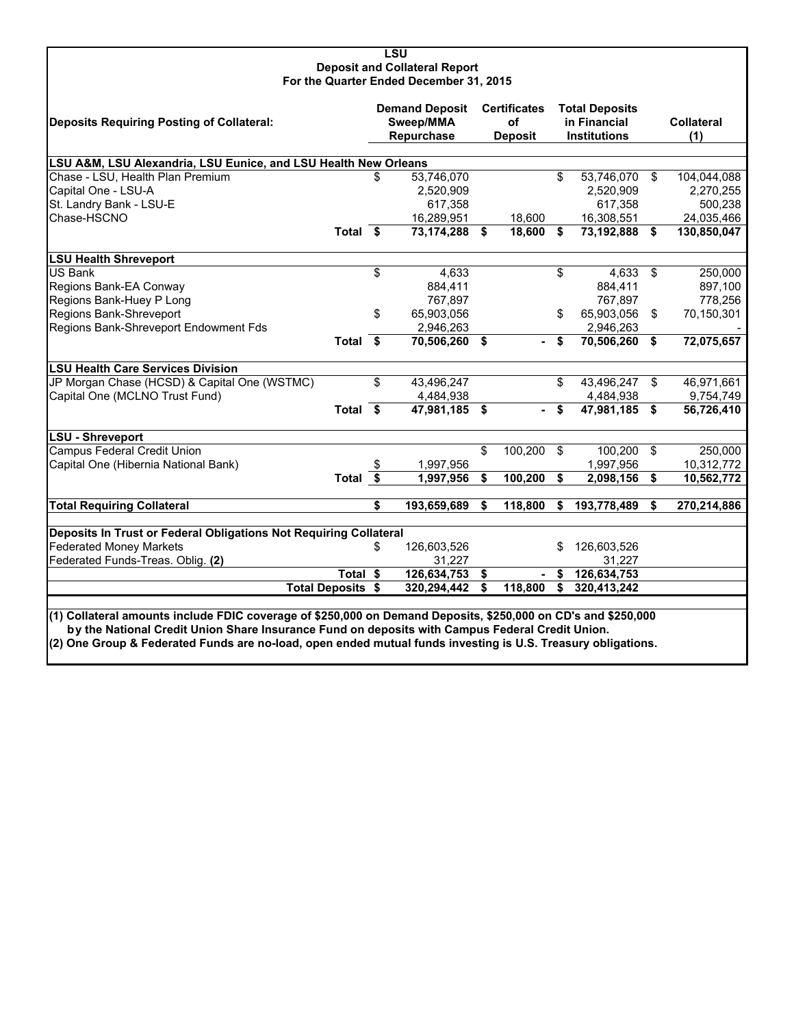# LSU

## Deposit and Collateral Report

### For the Quarter Ended December 31, 2015

| Deposits Requiring Posting of Collateral: | Demand Deposit Sweep/MMA Repurchase | Certificates of Deposit | Total Deposits in Financial Institutions | Collateral (1) |
|---|---|---|---|---|
| **LSU A&M, LSU Alexandria, LSU Eunice, and LSU Health New Orleans** | | | | |
| Chase - LSU, Health Plan Premium | $ 53,746,070 | | $ 53,746,070 | $ 104,044,088 |
| Capital One - LSU-A | 2,520,909 | | 2,520,909 | 2,270,255 |
| St. Landry Bank - LSU-E | 617,358 | | 617,358 | 500,238 |
| Chase-HSCNO | 16,289,951 | 18,600 | 16,308,551 | 24,035,466 |
| **Total** | **$ 73,174,288** | **$ 18,600** | **$ 73,192,888** | **$ 130,850,047** |
| **LSU Health Shreveport** | | | | |
| US Bank | $ 4,633 | | $ 4,633 | $ 250,000 |
| Regions Bank-EA Conway | 884,411 | | 884,411 | 897,100 |
| Regions Bank-Huey P Long | 767,897 | | 767,897 | 778,256 |
| Regions Bank-Shreveport | $ 65,903,056 | | $ 65,903,056 | $ 70,150,301 |
| Regions Bank-Shreveport Endowment Fds | 2,946,263 | | 2,946,263 | - |
| **Total** | **$ 70,506,260** | **$ -** | **$ 70,506,260** | **$ 72,075,657** |
| **LSU Health Care Services Division** | | | | |
| JP Morgan Chase (HCSD) & Capital One (WSTMC) | $ 43,496,247 | | $ 43,496,247 | $ 46,971,661 |
| Capital One (MCLNO Trust Fund) | 4,484,938 | | 4,484,938 | 9,754,749 |
| **Total** | **$ 47,981,185** | **$ -** | **$ 47,981,185** | **$ 56,726,410** |
| **LSU - Shreveport** | | | | |
| Campus Federal Credit Union | | $ 100,200 | $ 100,200 | $ 250,000 |
| Capital One (Hibernia National Bank) | $ 1,997,956 | | 1,997,956 | 10,312,772 |
| **Total** | **$ 1,997,956** | **$ 100,200** | **$ 2,098,156** | **$ 10,562,772** |
| **Total Requiring Collateral** | **$ 193,659,689** | **$ 118,800** | **$ 193,778,489** | **$ 270,214,886** |
| **Deposits In Trust or Federal Obligations Not Requiring Collateral** | | | | |
| Federated Money Markets | $ 126,603,526 | | $ 126,603,526 | |
| Federated Funds-Treas. Oblig. **(2)** | 31,227 | | 31,227 | |
| **Total** | **$ 126,634,753** | **$ -** | **$ 126,634,753** | |
| **Total Deposits** | **$ 320,294,442** | **$ 118,800** | **$ 320,413,242** | |

**(1) Collateral amounts include FDIC coverage of $250,000 on Demand Deposits, $250,000 on CD's and $250,000 by the National Credit Union Share Insurance Fund on deposits with Campus Federal Credit Union.**

**(2) One Group & Federated Funds are no-load, open ended mutual funds investing is U.S. Treasury obligations.**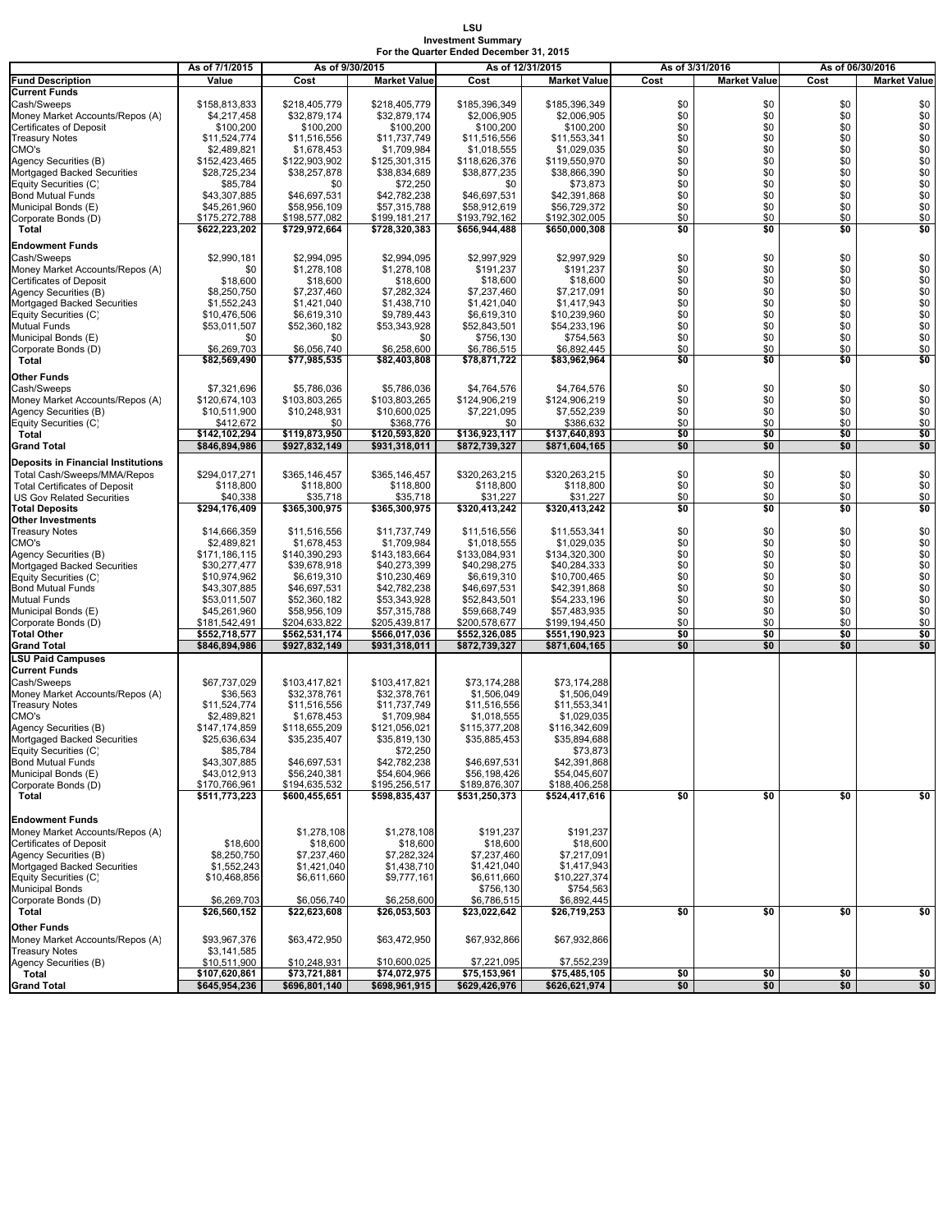# LSU
## Investment Summary
### For the Quarter Ended December 31, 2015

| Fund Description | As of 7/1/2015 Value | As of 9/30/2015 Cost | As of 9/30/2015 Market Value | As of 12/31/2015 Cost | As of 12/31/2015 Market Value | As of 3/31/2016 Cost | As of 3/31/2016 Market Value | As of 06/30/2016 Cost | As of 06/30/2016 Market Value |
|---|---|---|---|---|---|---|---|---|---|
| **Current Funds** | | | | | | | | | |
| Cash/Sweeps | $158,813,833 | $218,405,779 | $218,405,779 | $185,396,349 | $185,396,349 | $0 | $0 | $0 | $0 |
| Money Market Accounts/Repos (A) | $4,217,458 | $32,879,174 | $32,879,174 | $2,006,905 | $2,006,905 | $0 | $0 | $0 | $0 |
| Certificates of Deposit | $100,200 | $100,200 | $100,200 | $100,200 | $100,200 | $0 | $0 | $0 | $0 |
| Treasury Notes | $11,524,774 | $11,516,556 | $11,737,749 | $11,516,556 | $11,553,341 | $0 | $0 | $0 | $0 |
| CMO's | $2,489,821 | $1,678,453 | $1,709,984 | $1,018,555 | $1,029,035 | $0 | $0 | $0 | $0 |
| Agency Securities (B) | $152,423,465 | $122,903,902 | $125,301,315 | $118,626,376 | $119,550,970 | $0 | $0 | $0 | $0 |
| Mortgaged Backed Securities | $28,725,234 | $38,257,878 | $38,834,689 | $38,877,235 | $38,866,390 | $0 | $0 | $0 | $0 |
| Equity Securities (C) | $85,784 | $0 | $72,250 | $0 | $73,873 | $0 | $0 | $0 | $0 |
| Bond Mutual Funds | $43,307,885 | $46,697,531 | $42,782,238 | $46,697,531 | $42,391,868 | $0 | $0 | $0 | $0 |
| Municipal Bonds (E) | $45,261,960 | $58,956,109 | $57,315,788 | $58,912,619 | $56,729,372 | $0 | $0 | $0 | $0 |
| Corporate Bonds (D) | $175,272,788 | $198,577,082 | $199,181,217 | $193,792,162 | $192,302,005 | $0 | $0 | $0 | $0 |
| **Total** | **$622,223,202** | **$729,972,664** | **$728,320,383** | **$656,944,488** | **$650,000,308** | **$0** | **$0** | **$0** | **$0** |
| **Endowment Funds** | | | | | | | | | |
| Cash/Sweeps | $2,990,181 | $2,994,095 | $2,994,095 | $2,997,929 | $2,997,929 | $0 | $0 | $0 | $0 |
| Money Market Accounts/Repos (A) | $0 | $1,278,108 | $1,278,108 | $191,237 | $191,237 | $0 | $0 | $0 | $0 |
| Certificates of Deposit | $18,600 | $18,600 | $18,600 | $18,600 | $18,600 | $0 | $0 | $0 | $0 |
| Agency Securities (B) | $8,250,750 | $7,237,460 | $7,282,324 | $7,237,460 | $7,217,091 | $0 | $0 | $0 | $0 |
| Mortgaged Backed Securities | $1,552,243 | $1,421,040 | $1,438,710 | $1,421,040 | $1,417,943 | $0 | $0 | $0 | $0 |
| Equity Securities (C) | $10,476,506 | $6,619,310 | $9,789,443 | $6,619,310 | $10,239,960 | $0 | $0 | $0 | $0 |
| Mutual Funds | $53,011,507 | $52,360,182 | $53,343,928 | $52,843,501 | $54,233,196 | $0 | $0 | $0 | $0 |
| Municipal Bonds (E) | $0 | $0 | $0 | $756,130 | $754,563 | $0 | $0 | $0 | $0 |
| Corporate Bonds (D) | $6,269,703 | $6,056,740 | $6,258,600 | $6,786,515 | $6,892,445 | $0 | $0 | $0 | $0 |
| **Total** | **$82,569,490** | **$77,985,535** | **$82,403,808** | **$78,871,722** | **$83,962,964** | **$0** | **$0** | **$0** | **$0** |
| **Other Funds** | | | | | | | | | |
| Cash/Sweeps | $7,321,696 | $5,786,036 | $5,786,036 | $4,764,576 | $4,764,576 | $0 | $0 | $0 | $0 |
| Money Market Accounts/Repos (A) | $120,674,103 | $103,803,265 | $103,803,265 | $124,906,219 | $124,906,219 | $0 | $0 | $0 | $0 |
| Agency Securities (B) | $10,511,900 | $10,248,931 | $10,600,025 | $7,221,095 | $7,552,239 | $0 | $0 | $0 | $0 |
| Equity Securities (C) | $412,672 | $0 | $368,776 | $0 | $386,632 | $0 | $0 | $0 | $0 |
| **Total** | **$142,102,294** | **$119,873,950** | **$120,593,820** | **$136,923,117** | **$137,640,893** | **$0** | **$0** | **$0** | **$0** |
| **Grand Total** | **$846,894,986** | **$927,832,149** | **$931,318,011** | **$872,739,327** | **$871,604,165** | **$0** | **$0** | **$0** | **$0** |
| **Deposits in Financial Institutions** | | | | | | | | | |
| Total Cash/Sweeps/MMA/Repos | $294,017,271 | $365,146,457 | $365,146,457 | $320,263,215 | $320,263,215 | $0 | $0 | $0 | $0 |
| Total Certificates of Deposit | $118,800 | $118,800 | $118,800 | $118,800 | $118,800 | $0 | $0 | $0 | $0 |
| US Gov Related Securities | $40,338 | $35,718 | $35,718 | $31,227 | $31,227 | $0 | $0 | $0 | $0 |
| **Total Deposits** | **$294,176,409** | **$365,300,975** | **$365,300,975** | **$320,413,242** | **$320,413,242** | **$0** | **$0** | **$0** | **$0** |
| **Other Investments** | | | | | | | | | |
| Treasury Notes | $14,666,359 | $11,516,556 | $11,737,749 | $11,516,556 | $11,553,341 | $0 | $0 | $0 | $0 |
| CMO's | $2,489,821 | $1,678,453 | $1,709,984 | $1,018,555 | $1,029,035 | $0 | $0 | $0 | $0 |
| Agency Securities (B) | $171,186,115 | $140,390,293 | $143,183,664 | $133,084,931 | $134,320,300 | $0 | $0 | $0 | $0 |
| Mortgaged Backed Securities | $30,277,477 | $39,678,918 | $40,273,399 | $40,298,275 | $40,284,333 | $0 | $0 | $0 | $0 |
| Equity Securities (C) | $10,974,962 | $6,619,310 | $10,230,469 | $6,619,310 | $10,700,465 | $0 | $0 | $0 | $0 |
| Bond Mutual Funds | $43,307,885 | $46,697,531 | $42,782,238 | $46,697,531 | $42,391,868 | $0 | $0 | $0 | $0 |
| Mutual Funds | $53,011,507 | $52,360,182 | $53,343,928 | $52,843,501 | $54,233,196 | $0 | $0 | $0 | $0 |
| Municipal Bonds (E) | $45,261,960 | $58,956,109 | $57,315,788 | $59,668,749 | $57,483,935 | $0 | $0 | $0 | $0 |
| Corporate Bonds (D) | $181,542,491 | $204,633,822 | $205,439,817 | $200,578,677 | $199,194,450 | $0 | $0 | $0 | $0 |
| **Total Other** | **$552,718,577** | **$562,531,174** | **$566,017,036** | **$552,326,085** | **$551,190,923** | **$0** | **$0** | **$0** | **$0** |
| **Grand Total** | **$846,894,986** | **$927,832,149** | **$931,318,011** | **$872,739,327** | **$871,604,165** | **$0** | **$0** | **$0** | **$0** |
| **LSU Paid Campuses** | | | | | | | | | |
| **Current Funds** | | | | | | | | | |
| Cash/Sweeps | $67,737,029 | $103,417,821 | $103,417,821 | $73,174,288 | $73,174,288 | | | | |
| Money Market Accounts/Repos (A) | $36,563 | $32,378,761 | $32,378,761 | $1,506,049 | $1,506,049 | | | | |
| Treasury Notes | $11,524,774 | $11,516,556 | $11,737,749 | $11,516,556 | $11,553,341 | | | | |
| CMO's | $2,489,821 | $1,678,453 | $1,709,984 | $1,018,555 | $1,029,035 | | | | |
| Agency Securities (B) | $147,174,859 | $118,655,209 | $121,056,021 | $115,377,208 | $116,342,609 | | | | |
| Mortgaged Backed Securities | $25,636,634 | $35,235,407 | $35,819,130 | $35,885,453 | $35,894,688 | | | | |
| Equity Securities (C) | $85,784 | | $72,250 | | $73,873 | | | | |
| Bond Mutual Funds | $43,307,885 | $46,697,531 | $42,782,238 | $46,697,531 | $42,391,868 | | | | |
| Municipal Bonds (E) | $43,012,913 | $56,240,381 | $54,604,966 | $56,198,426 | $54,045,607 | | | | |
| Corporate Bonds (D) | $170,766,961 | $194,635,532 | $195,256,517 | $189,876,307 | $188,406,258 | | | | |
| **Total** | **$511,773,223** | **$600,455,651** | **$598,835,437** | **$531,250,373** | **$524,417,616** | **$0** | **$0** | **$0** | **$0** |
| **Endowment Funds** | | | | | | | | | |
| Money Market Accounts/Repos (A) | | $1,278,108 | $1,278,108 | $191,237 | $191,237 | | | | |
| Certificates of Deposit | $18,600 | $18,600 | $18,600 | $18,600 | $18,600 | | | | |
| Agency Securities (B) | $8,250,750 | $7,237,460 | $7,282,324 | $7,237,460 | $7,217,091 | | | | |
| Mortgaged Backed Securities | $1,552,243 | $1,421,040 | $1,438,710 | $1,421,040 | $1,417,943 | | | | |
| Equity Securities (C) | $10,468,856 | $6,611,660 | $9,777,161 | $6,611,660 | $10,227,374 | | | | |
| Municipal Bonds | | | | $756,130 | $754,563 | | | | |
| Corporate Bonds (D) | $6,269,703 | $6,056,740 | $6,258,600 | $6,786,515 | $6,892,445 | | | | |
| **Total** | **$26,560,152** | **$22,623,608** | **$26,053,503** | **$23,022,642** | **$26,719,253** | **$0** | **$0** | **$0** | **$0** |
| **Other Funds** | | | | | | | | | |
| Money Market Accounts/Repos (A) | $93,967,376 | $63,472,950 | $63,472,950 | $67,932,866 | $67,932,866 | | | | |
| Treasury Notes | $3,141,585 | | | | | | | | |
| Agency Securities (B) | $10,511,900 | $10,248,931 | $10,600,025 | $7,221,095 | $7,552,239 | | | | |
| **Total** | **$107,620,861** | **$73,721,881** | **$74,072,975** | **$75,153,961** | **$75,485,105** | **$0** | **$0** | **$0** | **$0** |
| **Grand Total** | **$645,954,236** | **$696,801,140** | **$698,961,915** | **$629,426,976** | **$626,621,974** | **$0** | **$0** | **$0** | **$0** |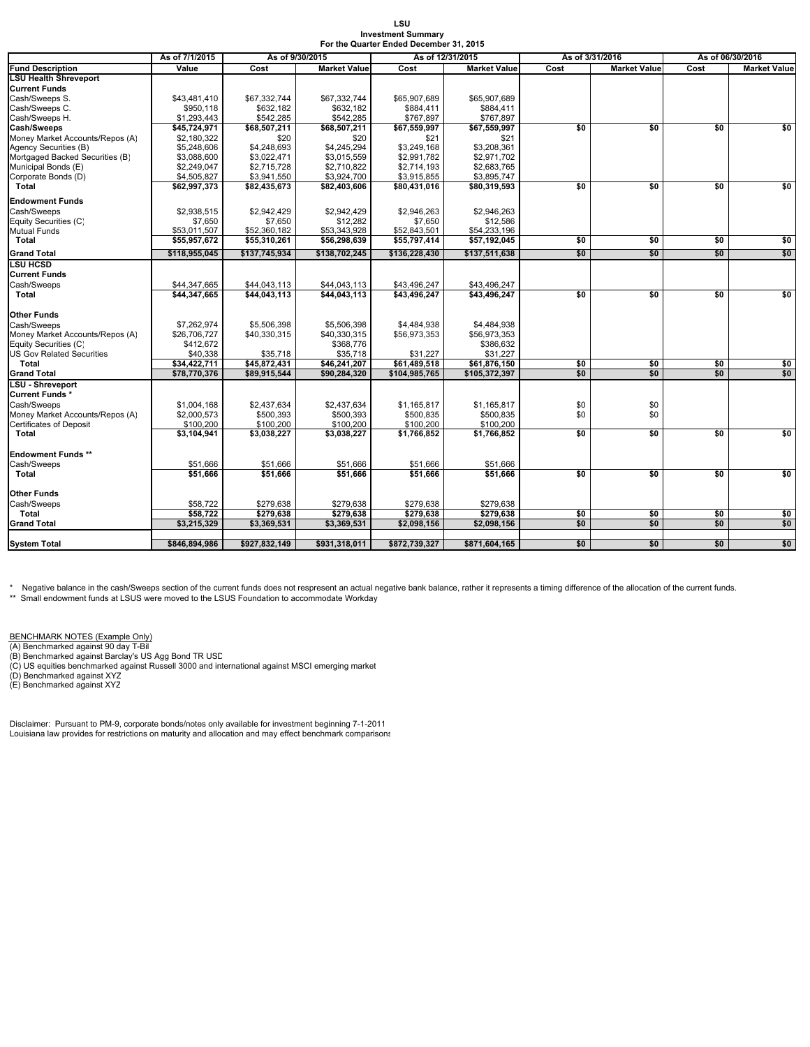**LSU**
**Investment Summary**
**For the Quarter Ended December 31, 2015**

| | As of 7/1/2015 | As of 9/30/2015 | | As of 12/31/2015 | | As of 3/31/2016 | | As of 06/30/2016 | |
|---|---|---|---|---|---|---|---|---|---|
| **Fund Description** | **Value** | **Cost** | **Market Value** | **Cost** | **Market Value** | **Cost** | **Market Value** | **Cost** | **Market Value** |
| **LSU Health Shreveport** | | | | | | | | | |
| **Current Funds** | | | | | | | | | |
| Cash/Sweeps S. | $43,481,410 | $67,332,744 | $67,332,744 | $65,907,689 | $65,907,689 | | | | |
| Cash/Sweeps C. | $950,118 | $632,182 | $632,182 | $884,411 | $884,411 | | | | |
| Cash/Sweeps H. | $1,293,443 | $542,285 | $542,285 | $767,897 | $767,897 | | | | |
| **Cash/Sweeps** | **$45,724,971** | **$68,507,211** | **$68,507,211** | **$67,559,997** | **$67,559,997** | **$0** | **$0** | **$0** | **$0** |
| Money Market Accounts/Repos (A) | $2,180,322 | $20 | $20 | $21 | $21 | | | | |
| Agency Securities (B) | $5,248,606 | $4,248,693 | $4,245,294 | $3,249,168 | $3,208,361 | | | | |
| Mortgaged Backed Securities (B) | $3,088,600 | $3,022,471 | $3,015,559 | $2,991,782 | $2,971,702 | | | | |
| Municipal Bonds (E) | $2,249,047 | $2,715,728 | $2,710,822 | $2,714,193 | $2,683,765 | | | | |
| Corporate Bonds (D) | $4,505,827 | $3,941,550 | $3,924,700 | $3,915,855 | $3,895,747 | | | | |
| **Total** | **$62,997,373** | **$82,435,673** | **$82,403,606** | **$80,431,016** | **$80,319,593** | **$0** | **$0** | **$0** | **$0** |
| **Endowment Funds** | | | | | | | | | |
| Cash/Sweeps | $2,938,515 | $2,942,429 | $2,942,429 | $2,946,263 | $2,946,263 | | | | |
| Equity Securities (C) | $7,650 | $7,650 | $12,282 | $7,650 | $12,586 | | | | |
| Mutual Funds | $53,011,507 | $52,360,182 | $53,343,928 | $52,843,501 | $54,233,196 | | | | |
| **Total** | **$55,957,672** | **$55,310,261** | **$56,298,639** | **$55,797,414** | **$57,192,045** | **$0** | **$0** | **$0** | **$0** |
| **Grand Total** | **$118,955,045** | **$137,745,934** | **$138,702,245** | **$136,228,430** | **$137,511,638** | **$0** | **$0** | **$0** | **$0** |
| **LSU HCSD** | | | | | | | | | |
| **Current Funds** | | | | | | | | | |
| Cash/Sweeps | $44,347,665 | $44,043,113 | $44,043,113 | $43,496,247 | $43,496,247 | | | | |
| **Total** | **$44,347,665** | **$44,043,113** | **$44,043,113** | **$43,496,247** | **$43,496,247** | **$0** | **$0** | **$0** | **$0** |
| **Other Funds** | | | | | | | | | |
| Cash/Sweeps | $7,262,974 | $5,506,398 | $5,506,398 | $4,484,938 | $4,484,938 | | | | |
| Money Market Accounts/Repos (A) | $26,706,727 | $40,330,315 | $40,330,315 | $56,973,353 | $56,973,353 | | | | |
| Equity Securities (C) | $412,672 | | $368,776 | | $386,632 | | | | |
| US Gov Related Securities | $40,338 | $35,718 | $35,718 | $31,227 | $31,227 | | | | |
| **Total** | **$34,422,711** | **$45,872,431** | **$46,241,207** | **$61,489,518** | **$61,876,150** | **$0** | **$0** | **$0** | **$0** |
| **Grand Total** | **$78,770,376** | **$89,915,544** | **$90,284,320** | **$104,985,765** | **$105,372,397** | **$0** | **$0** | **$0** | **$0** |
| **LSU - Shreveport** | | | | | | | | | |
| **Current Funds *** | | | | | | | | | |
| Cash/Sweeps | $1,004,168 | $2,437,634 | $2,437,634 | $1,165,817 | $1,165,817 | $0 | $0 | | |
| Money Market Accounts/Repos (A) | $2,000,573 | $500,393 | $500,393 | $500,835 | $500,835 | $0 | $0 | | |
| Certificates of Deposit | $100,200 | $100,200 | $100,200 | $100,200 | $100,200 | | | | |
| **Total** | **$3,104,941** | **$3,038,227** | **$3,038,227** | **$1,766,852** | **$1,766,852** | **$0** | **$0** | **$0** | **$0** |
| **Endowment Funds **** | | | | | | | | | |
| Cash/Sweeps | $51,666 | $51,666 | $51,666 | $51,666 | $51,666 | | | | |
| **Total** | **$51,666** | **$51,666** | **$51,666** | **$51,666** | **$51,666** | **$0** | **$0** | **$0** | **$0** |
| **Other Funds** | | | | | | | | | |
| Cash/Sweeps | $58,722 | $279,638 | $279,638 | $279,638 | $279,638 | | | | |
| **Total** | **$58,722** | **$279,638** | **$279,638** | **$279,638** | **$279,638** | **$0** | **$0** | **$0** | **$0** |
| **Grand Total** | **$3,215,329** | **$3,369,531** | **$3,369,531** | **$2,098,156** | **$2,098,156** | **$0** | **$0** | **$0** | **$0** |
| **System Total** | **$846,894,986** | **$927,832,149** | **$931,318,011** | **$872,739,327** | **$871,604,165** | **$0** | **$0** | **$0** | **$0** |

\* Negative balance in the cash/Sweeps section of the current funds does not respresent an actual negative bank balance, rather it represents a timing difference of the allocation of the current funds.
** Small endowment funds at LSUS were moved to the LSUS Foundation to accommodate Workday

BENCHMARK NOTES (Example Only)
(A) Benchmarked against 90 day T-Bil
(B) Benchmarked against Barclay's US Agg Bond TR USD
(C) US equities benchmarked against Russell 3000 and international against MSCI emerging market
(D) Benchmarked against XYZ
(E) Benchmarked against XYZ

Disclaimer: Pursuant to PM-9, corporate bonds/notes only available for investment beginning 7-1-2011
Louisiana law provides for restrictions on maturity and allocation and may effect benchmark comparisons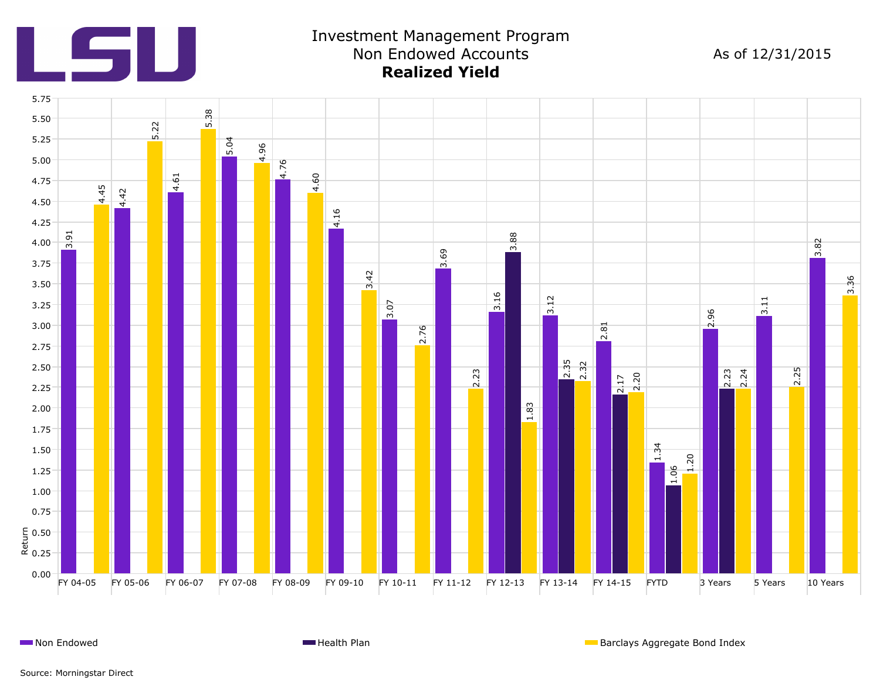LSU

# Investment Management Program
## Non Endowed Accounts
## **Realized Yield**

As of 12/31/2015

| Period | Non Endowed | Health Plan | Barclays Aggregate Bond Index |
|---|---|---|---|
| FY 04-05 | 3.91 | | 4.45 |
| FY 05-06 | 4.42 | | 5.22 |
| FY 06-07 | 4.61 | | 5.38 |
| FY 07-08 | 5.04 | | 4.96 |
| FY 08-09 | 4.76 | | 4.60 |
| FY 09-10 | 4.16 | | 3.42 |
| FY 10-11 | 3.07 | | 2.76 |
| FY 11-12 | 3.69 | | 2.23 |
| FY 12-13 | 3.16 | 3.88 | 1.83 |
| FY 13-14 | 3.12 | 2.35 | 2.32 |
| FY 14-15 | 2.81 | 2.17 | 2.20 |
| FYTD | 1.34 | 1.06 | 1.20 |
| 3 Years | 2.96 | 2.23 | 2.24 |
| 5 Years | 3.11 | | 2.25 |
| 10 Years | 3.82 | | 3.36 |

Return

Source: Morningstar Direct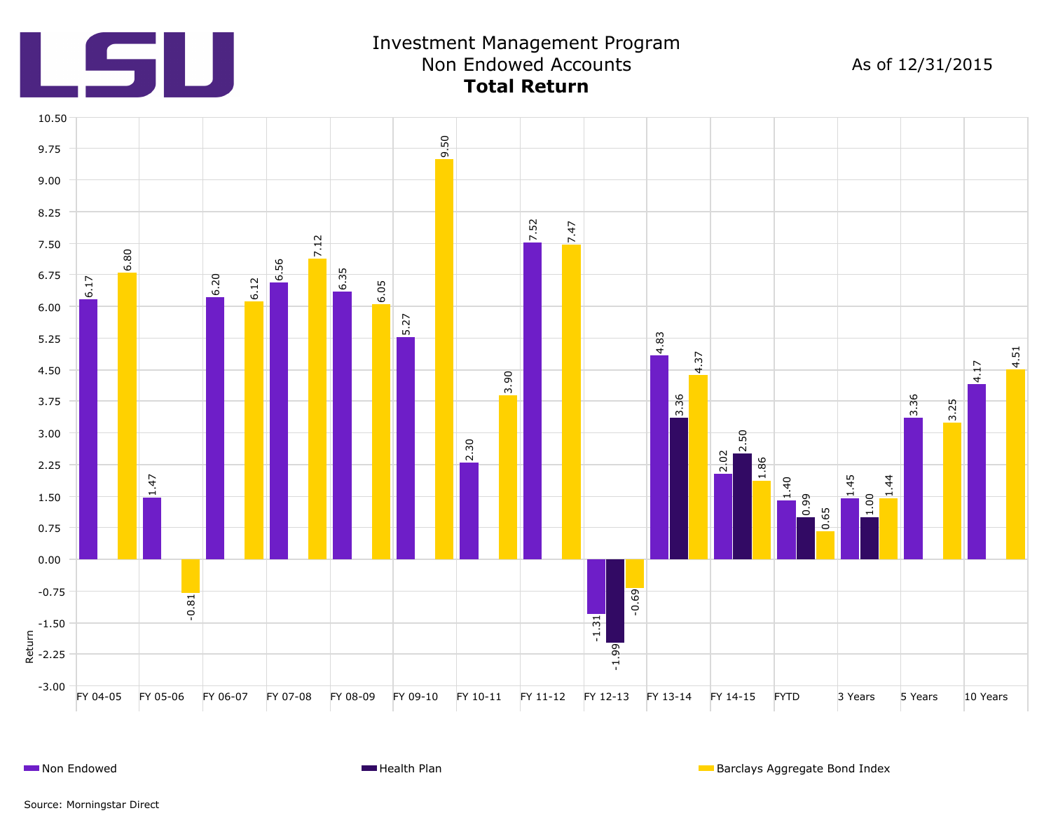LSU

# Investment Management Program

## Non Endowed Accounts

**Total Return**

As of 12/31/2015

| Period | Non Endowed | Health Plan | Barclays Aggregate Bond Index |
|---|---|---|---|
| FY 04-05 | 6.17 | | 6.80 |
| FY 05-06 | 1.47 | | -0.81 |
| FY 06-07 | 6.20 | | 6.12 |
| FY 07-08 | 6.56 | | 7.12 |
| FY 08-09 | 6.35 | | 6.05 |
| FY 09-10 | 5.27 | | 9.50 |
| FY 10-11 | 2.30 | | 3.90 |
| FY 11-12 | 7.52 | | 7.47 |
| FY 12-13 | -1.31 | -1.99 | -0.69 |
| FY 13-14 | 4.83 | 3.36 | 4.37 |
| FY 14-15 | 2.02 | 2.50 | 1.86 |
| FYTD | 1.40 | 0.99 | 0.65 |
| 3 Years | 1.45 | 1.00 | 1.44 |
| 5 Years | 3.36 | | 3.25 |
| 10 Years | 4.17 | | 4.51 |

Source: Morningstar Direct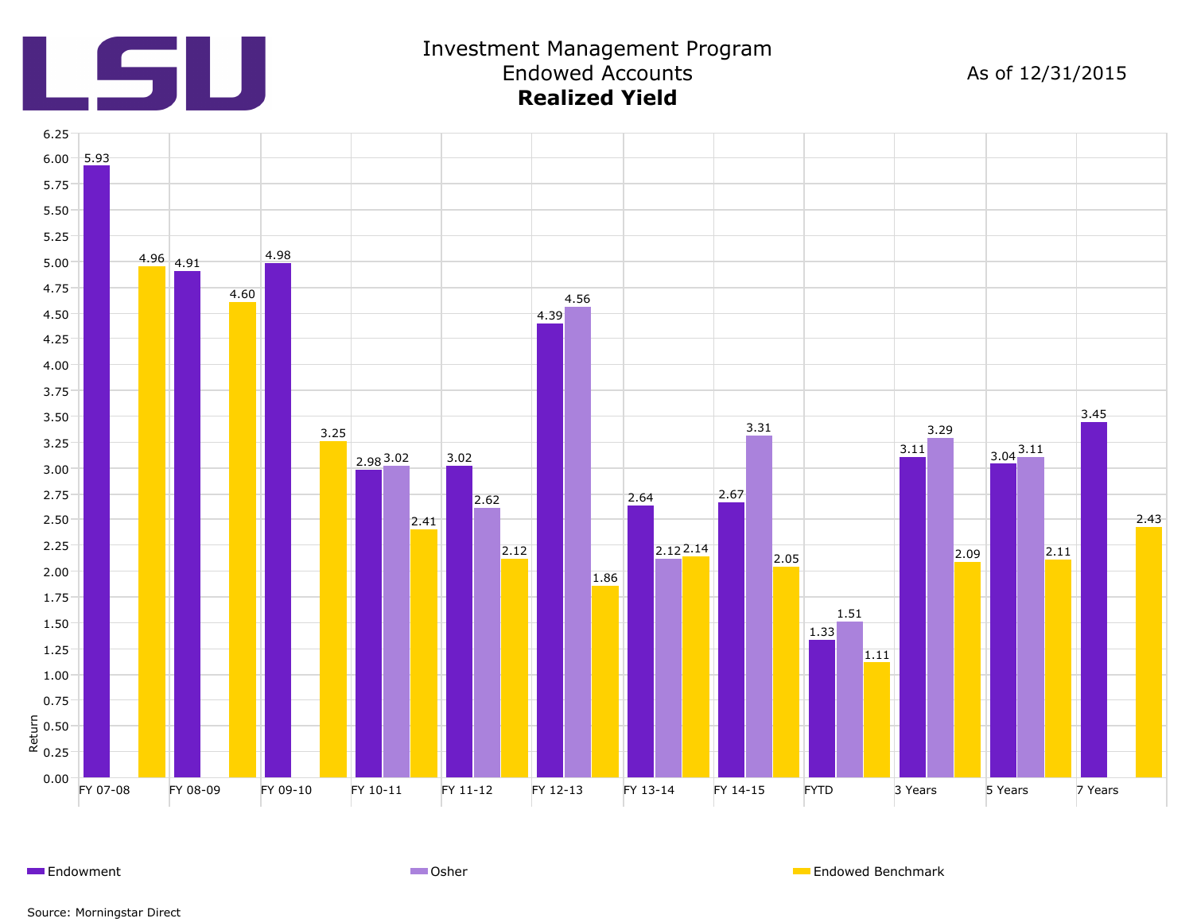LSU

# Investment Management Program
## Endowed Accounts
## **Realized Yield**

As of 12/31/2015

| Period | Endowment | Osher | Endowed Benchmark |
|---|---|---|---|
| FY 07-08 | 5.93 | | 4.96 |
| FY 08-09 | 4.91 | | 4.60 |
| FY 09-10 | 4.98 | | 3.25 |
| FY 10-11 | 2.98 | 3.02 | 2.41 |
| FY 11-12 | 3.02 | 2.62 | 2.12 |
| FY 12-13 | 4.39 | 4.56 | 1.86 |
| FY 13-14 | 2.64 | 2.12 | 2.14 |
| FY 14-15 | 2.67 | 3.31 | 2.05 |
| FYTD | 1.33 | 1.51 | 1.11 |
| 3 Years | 3.11 | 3.29 | 2.09 |
| 5 Years | 3.04 | 3.11 | 2.11 |
| 7 Years | 3.45 | | 2.43 |

Source: Morningstar Direct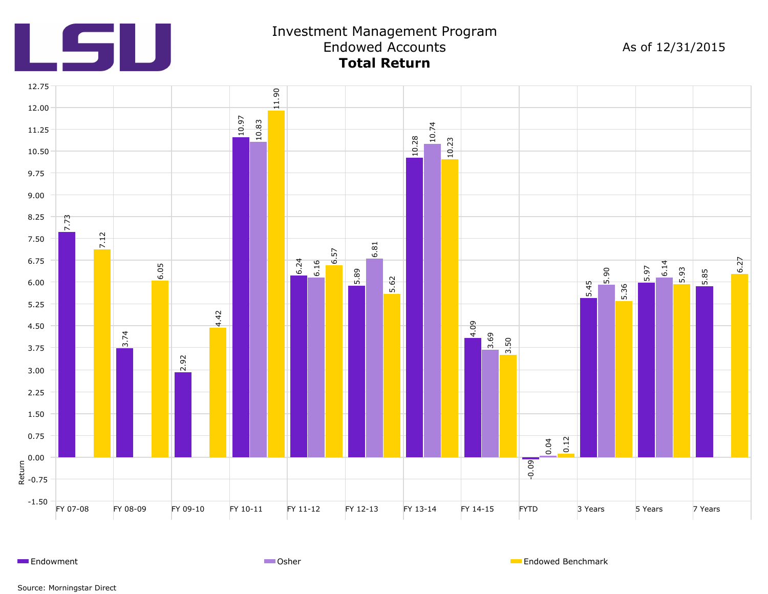LSU

# Investment Management Program
## Endowed Accounts
**Total Return**

As of 12/31/2015

12.75
12.00
11.25
10.50
9.75
9.00
8.25
7.50
6.75
6.00
5.25
4.50
3.75
3.00
2.25
1.50
0.75
0.00
-0.75
-1.50

Return

7.73
7.12
3.74
6.05
2.92
4.42
10.97
10.83
11.90
6.24
6.16
6.57
5.89
6.81
5.62
10.28
10.74
10.23
4.09
3.69
3.50
-0.09
0.04
0.12
5.45
5.90
5.36
5.97
6.14
5.93
5.85
6.27

FY 07-08
FY 08-09
FY 09-10
FY 10-11
FY 11-12
FY 12-13
FY 13-14
FY 14-15
FYTD
3 Years
5 Years
7 Years

Endowment
Osher
Endowed Benchmark

Source: Morningstar Direct